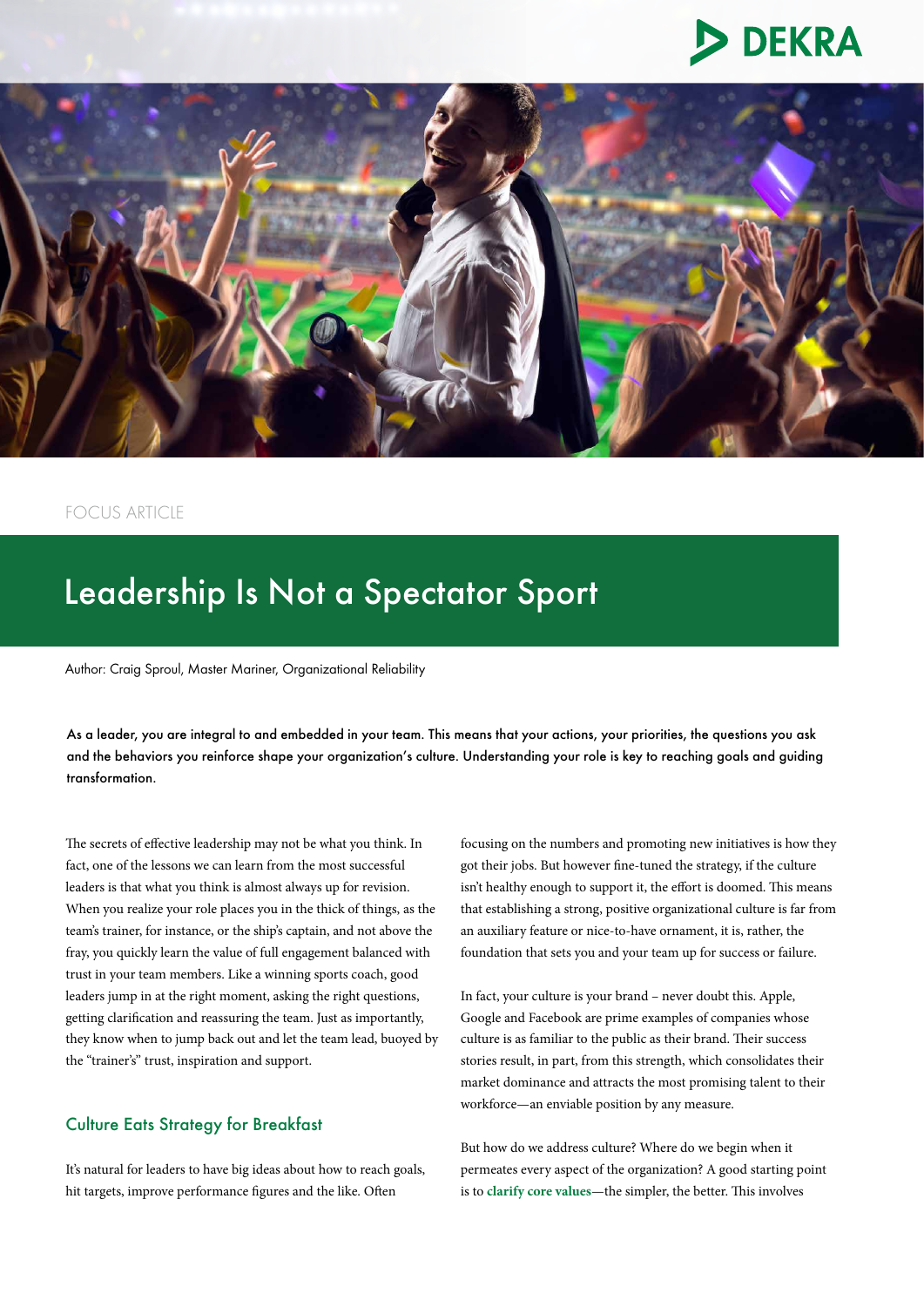FOCUS ARTICLE

# Leadership Is Not a Spectator Sport

Author: Craig Sproul, Master Mariner, Organizational Reliability

As a leader, you are integral to and embedded in your team. This means that your actions, your priorities, the questions you ask and the behaviors you reinforce shape your organization's culture. Understanding your role is key to reaching goals and guiding transformation.

The secrets of effective leadership may not be what you think. In fact, one of the lessons we can learn from the most successful leaders is that what you think is almost always up for revision. When you realize your role places you in the thick of things, as the team's trainer, for instance, or the ship's captain, and not above the fray, you quickly learn the value of full engagement balanced with trust in your team members. Like a winning sports coach, good leaders jump in at the right moment, asking the right questions, getting clarification and reassuring the team. Just as importantly, they know when to jump back out and let the team lead, buoyed by the "trainer's" trust, inspiration and support.

## Culture Eats Strategy for Breakfast

It's natural for leaders to have big ideas about how to reach goals, hit targets, improve performance figures and the like. Often focusing on the numbers and promoting new initiatives is how they got their jobs. But however fine-tuned the strategy, if the culture isn't healthy enough to support it, the effort is doomed. This means that establishing a strong, positive organizational culture is far from an auxiliary feature or nice-to-have ornament, it is, rather, the foundation that sets you and your team up for success or failure.

In fact, your culture is your brand – never doubt this. Apple, Google and Facebook are prime examples of companies whose culture is as familiar to the public as their brand. Their success stories result, in part, from this strength, which consolidates their market dominance and attracts the most promising talent to their workforce—an enviable position by any measure.

But how do we address culture? Where do we begin when it permeates every aspect of the organization? A good starting point is to **clarify core values**—the simpler, the better. This involves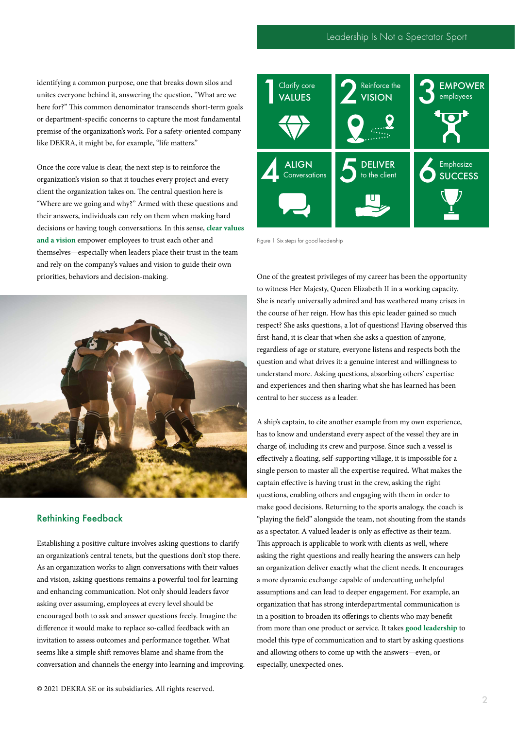identifying a common purpose, one that breaks down silos and unites everyone behind it, answering the question, "What are we here for?" This common denominator transcends short-term goals or department-specific concerns to capture the most fundamental premise of the organization's work. For a safety-oriented company like DEKRA, it might be, for example, "life matters."

Once the core value is clear, the next step is to reinforce the organization's vision so that it touches every project and every client the organization takes on. The central question here is "Where are we going and why?" Armed with these questions and their answers, individuals can rely on them when making hard decisions or having tough conversations. In this sense, **clear values and a vision** empower employees to trust each other and themselves—especially when leaders place their trust in the team and rely on the company's values and vision to guide their own priorities, behaviors and decision-making.

## Rethinking Feedback

Establishing a positive culture involves asking questions to clarify an organization's central tenets, but the questions don't stop there. As an organization works to align conversations with their values and vision, asking questions remains a powerful tool for learning and enhancing communication. Not only should leaders favor asking over assuming, employees at every level should be encouraged both to ask and answer questions freely. Imagine the difference it would make to replace so-called feedback with an invitation to assess outcomes and performance together. What seems like a simple shift removes blame and shame from the conversation and channels the energy into learning and improving.

1 Clarify core VALUES

2 Reinforce the VISION

3 EMPOWER employees

4 ALIGN Conversations

5 DELIVER to the client

6 Emphasize SUCCESS

Figure 1 Six steps for good leadership

One of the greatest privileges of my career has been the opportunity to witness Her Majesty, Queen Elizabeth II in a working capacity. She is nearly universally admired and has weathered many crises in the course of her reign. How has this epic leader gained so much respect? She asks questions, a lot of questions! Having observed this first-hand, it is clear that when she asks a question of anyone, regardless of age or stature, everyone listens and respects both the question and what drives it: a genuine interest and willingness to understand more. Asking questions, absorbing others' expertise and experiences and then sharing what she has learned has been central to her success as a leader.

A ship's captain, to cite another example from my own experience, has to know and understand every aspect of the vessel they are in charge of, including its crew and purpose. Since such a vessel is effectively a floating, self-supporting village, it is impossible for a single person to master all the expertise required. What makes the captain effective is having trust in the crew, asking the right questions, enabling others and engaging with them in order to make good decisions. Returning to the sports analogy, the coach is "playing the field" alongside the team, not shouting from the stands as a spectator. A valued leader is only as effective as their team. This approach is applicable to work with clients as well, where asking the right questions and really hearing the answers can help an organization deliver exactly what the client needs. It encourages a more dynamic exchange capable of undercutting unhelpful assumptions and can lead to deeper engagement. For example, an organization that has strong interdepartmental communication is in a position to broaden its offerings to clients who may benefit from more than one product or service. It takes **good leadership** to model this type of communication and to start by asking questions and allowing others to come up with the answers—even, or especially, unexpected ones.

© 2021 DEKRA SE or its subsidiaries. All rights reserved.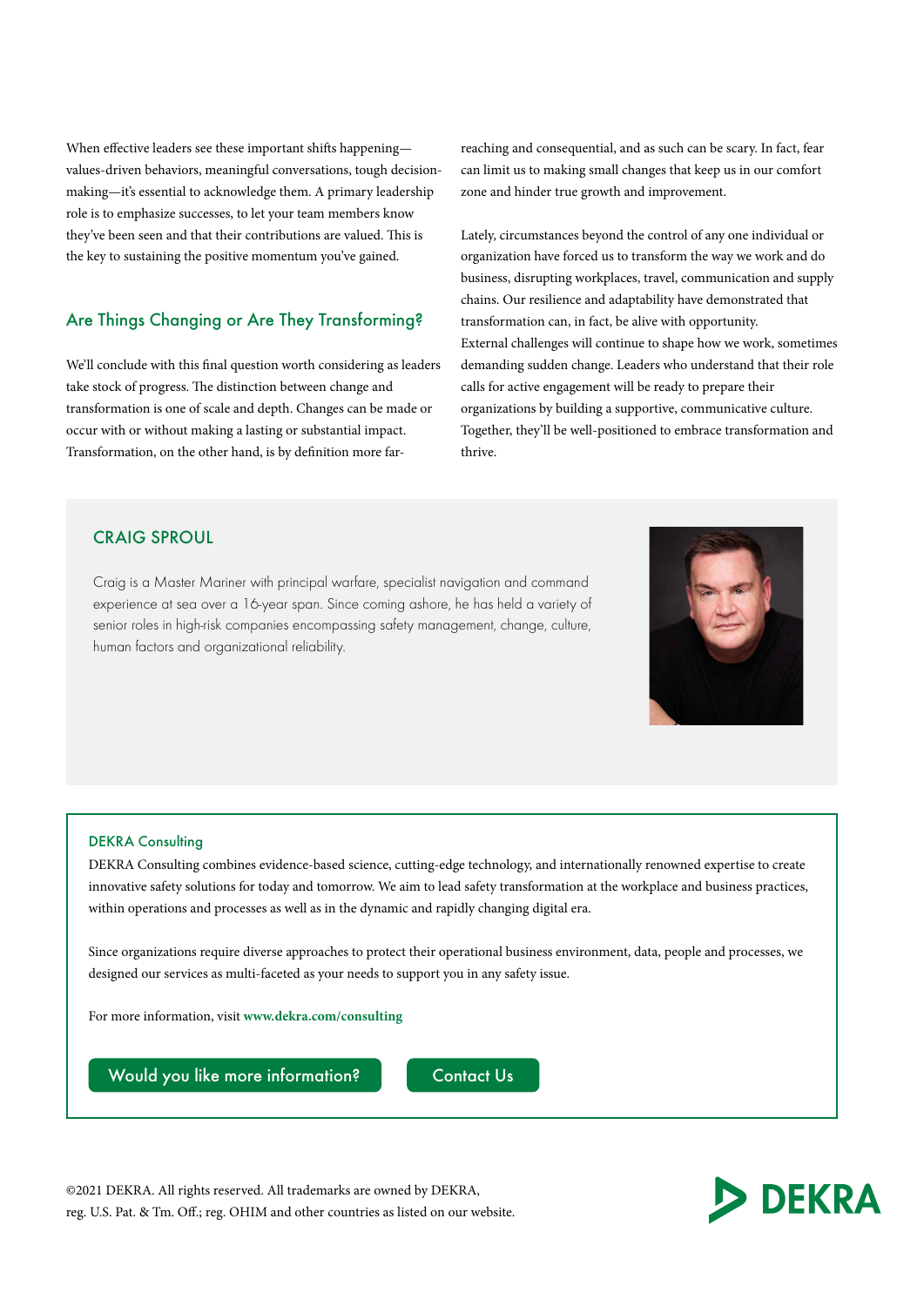When effective leaders see these important shifts happening—values-driven behaviors, meaningful conversations, tough decision-making—it's essential to acknowledge them. A primary leadership role is to emphasize successes, to let your team members know they've been seen and that their contributions are valued. This is the key to sustaining the positive momentum you've gained.

## Are Things Changing or Are They Transforming?

We'll conclude with this final question worth considering as leaders take stock of progress. The distinction between change and transformation is one of scale and depth. Changes can be made or occur with or without making a lasting or substantial impact. Transformation, on the other hand, is by definition more far-reaching and consequential, and as such can be scary. In fact, fear can limit us to making small changes that keep us in our comfort zone and hinder true growth and improvement.

Lately, circumstances beyond the control of any one individual or organization have forced us to transform the way we work and do business, disrupting workplaces, travel, communication and supply chains. Our resilience and adaptability have demonstrated that transformation can, in fact, be alive with opportunity.
External challenges will continue to shape how we work, sometimes demanding sudden change. Leaders who understand that their role calls for active engagement will be ready to prepare their organizations by building a supportive, communicative culture. Together, they'll be well-positioned to embrace transformation and thrive.

### CRAIG SPROUL

Craig is a Master Mariner with principal warfare, specialist navigation and command experience at sea over a 16-year span. Since coming ashore, he has held a variety of senior roles in high-risk companies encompassing safety management, change, culture, human factors and organizational reliability.

### DEKRA Consulting

DEKRA Consulting combines evidence-based science, cutting-edge technology, and internationally renowned expertise to create innovative safety solutions for today and tomorrow. We aim to lead safety transformation at the workplace and business practices, within operations and processes as well as in the dynamic and rapidly changing digital era.

Since organizations require diverse approaches to protect their operational business environment, data, people and processes, we designed our services as multi-faceted as your needs to support you in any safety issue.

For more information, visit **www.dekra.com/consulting**

Would you like more information?

Contact Us

©2021 DEKRA. All rights reserved. All trademarks are owned by DEKRA, reg. U.S. Pat. & Tm. Off.; reg. OHIM and other countries as listed on our website.

DEKRA